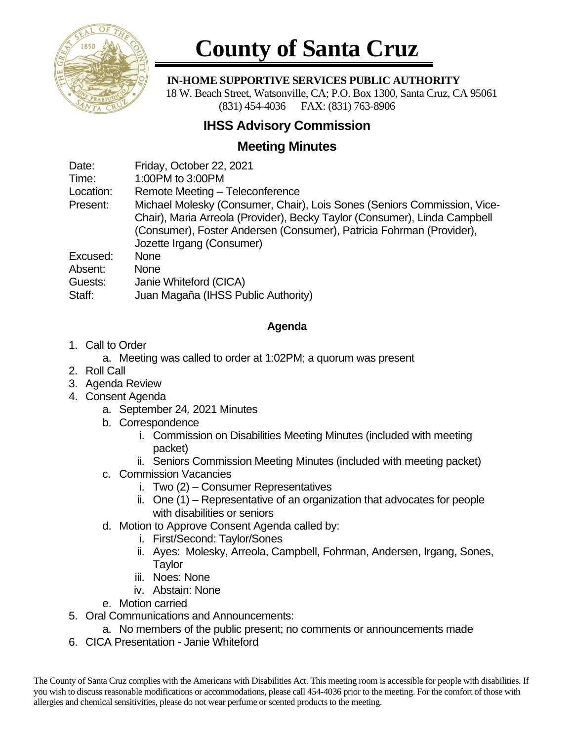# County of Santa Cruz

**IN-HOME SUPPORTIVE SERVICES PUBLIC AUTHORITY**

18 W. Beach Street, Watsonville, CA; P.O. Box 1300, Santa Cruz, CA 95061
(831) 454-4036 FAX: (831) 763-8906

## IHSS Advisory Commission

## Meeting Minutes

Date: Friday, October 22, 2021
Time: 1:00PM to 3:00PM
Location: Remote Meeting – Teleconference
Present: Michael Molesky (Consumer, Chair), Lois Sones (Seniors Commission, Vice-Chair), Maria Arreola (Provider), Becky Taylor (Consumer), Linda Campbell (Consumer), Foster Andersen (Consumer), Patricia Fohrman (Provider), Jozette Irgang (Consumer)
Excused: None
Absent: None
Guests: Janie Whiteford (CICA)
Staff: Juan Magaña (IHSS Public Authority)

### Agenda

1. Call to Order
    a. Meeting was called to order at 1:02PM; a quorum was present
2. Roll Call
3. Agenda Review
4. Consent Agenda
    a. September 24, 2021 Minutes
    b. Correspondence
        i. Commission on Disabilities Meeting Minutes (included with meeting packet)
        ii. Seniors Commission Meeting Minutes (included with meeting packet)
    c. Commission Vacancies
        i. Two (2) – Consumer Representatives
        ii. One (1) – Representative of an organization that advocates for people with disabilities or seniors
    d. Motion to Approve Consent Agenda called by:
        i. First/Second: Taylor/Sones
        ii. Ayes: Molesky, Arreola, Campbell, Fohrman, Andersen, Irgang, Sones, Taylor
        iii. Noes: None
        iv. Abstain: None
    e. Motion carried
5. Oral Communications and Announcements:
    a. No members of the public present; no comments or announcements made
6. CICA Presentation - Janie Whiteford

The County of Santa Cruz complies with the Americans with Disabilities Act. This meeting room is accessible for people with disabilities. If you wish to discuss reasonable modifications or accommodations, please call 454-4036 prior to the meeting. For the comfort of those with allergies and chemical sensitivities, please do not wear perfume or scented products to the meeting.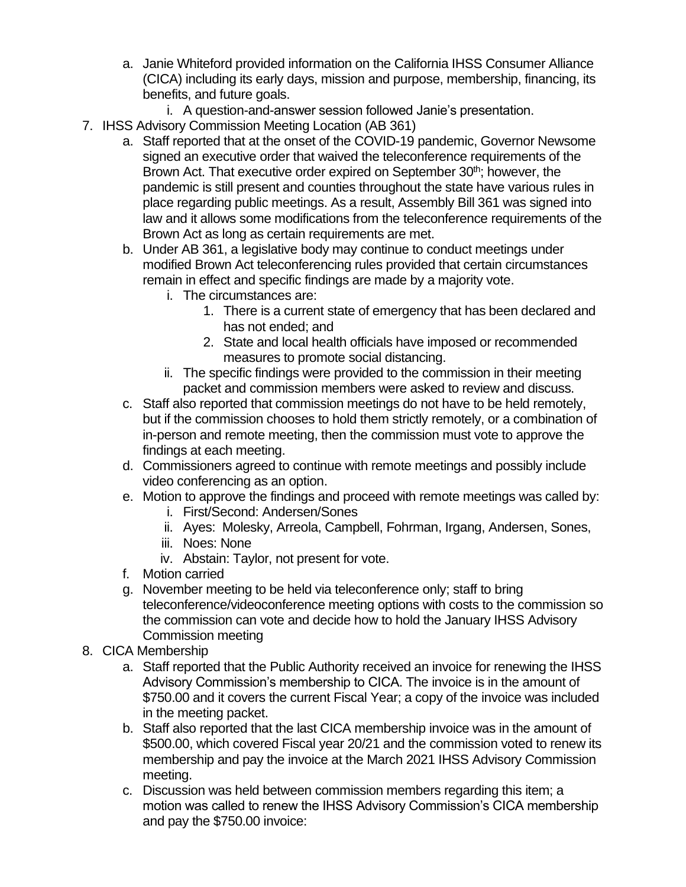a. Janie Whiteford provided information on the California IHSS Consumer Alliance (CICA) including its early days, mission and purpose, membership, financing, its benefits, and future goals.
      i. A question-and-answer session followed Janie's presentation.

7. IHSS Advisory Commission Meeting Location (AB 361)
   a. Staff reported that at the onset of the COVID-19 pandemic, Governor Newsome signed an executive order that waived the teleconference requirements of the Brown Act. That executive order expired on September 30th; however, the pandemic is still present and counties throughout the state have various rules in place regarding public meetings. As a result, Assembly Bill 361 was signed into law and it allows some modifications from the teleconference requirements of the Brown Act as long as certain requirements are met.
   b. Under AB 361, a legislative body may continue to conduct meetings under modified Brown Act teleconferencing rules provided that certain circumstances remain in effect and specific findings are made by a majority vote.
      i. The circumstances are:
         1. There is a current state of emergency that has been declared and has not ended; and
         2. State and local health officials have imposed or recommended measures to promote social distancing.
      ii. The specific findings were provided to the commission in their meeting packet and commission members were asked to review and discuss.
   c. Staff also reported that commission meetings do not have to be held remotely, but if the commission chooses to hold them strictly remotely, or a combination of in-person and remote meeting, then the commission must vote to approve the findings at each meeting.
   d. Commissioners agreed to continue with remote meetings and possibly include video conferencing as an option.
   e. Motion to approve the findings and proceed with remote meetings was called by:
      i. First/Second: Andersen/Sones
      ii. Ayes: Molesky, Arreola, Campbell, Fohrman, Irgang, Andersen, Sones,
      iii. Noes: None
      iv. Abstain: Taylor, not present for vote.
   f. Motion carried
   g. November meeting to be held via teleconference only; staff to bring teleconference/videoconference meeting options with costs to the commission so the commission can vote and decide how to hold the January IHSS Advisory Commission meeting

8. CICA Membership
   a. Staff reported that the Public Authority received an invoice for renewing the IHSS Advisory Commission's membership to CICA. The invoice is in the amount of $750.00 and it covers the current Fiscal Year; a copy of the invoice was included in the meeting packet.
   b. Staff also reported that the last CICA membership invoice was in the amount of $500.00, which covered Fiscal year 20/21 and the commission voted to renew its membership and pay the invoice at the March 2021 IHSS Advisory Commission meeting.
   c. Discussion was held between commission members regarding this item; a motion was called to renew the IHSS Advisory Commission's CICA membership and pay the $750.00 invoice: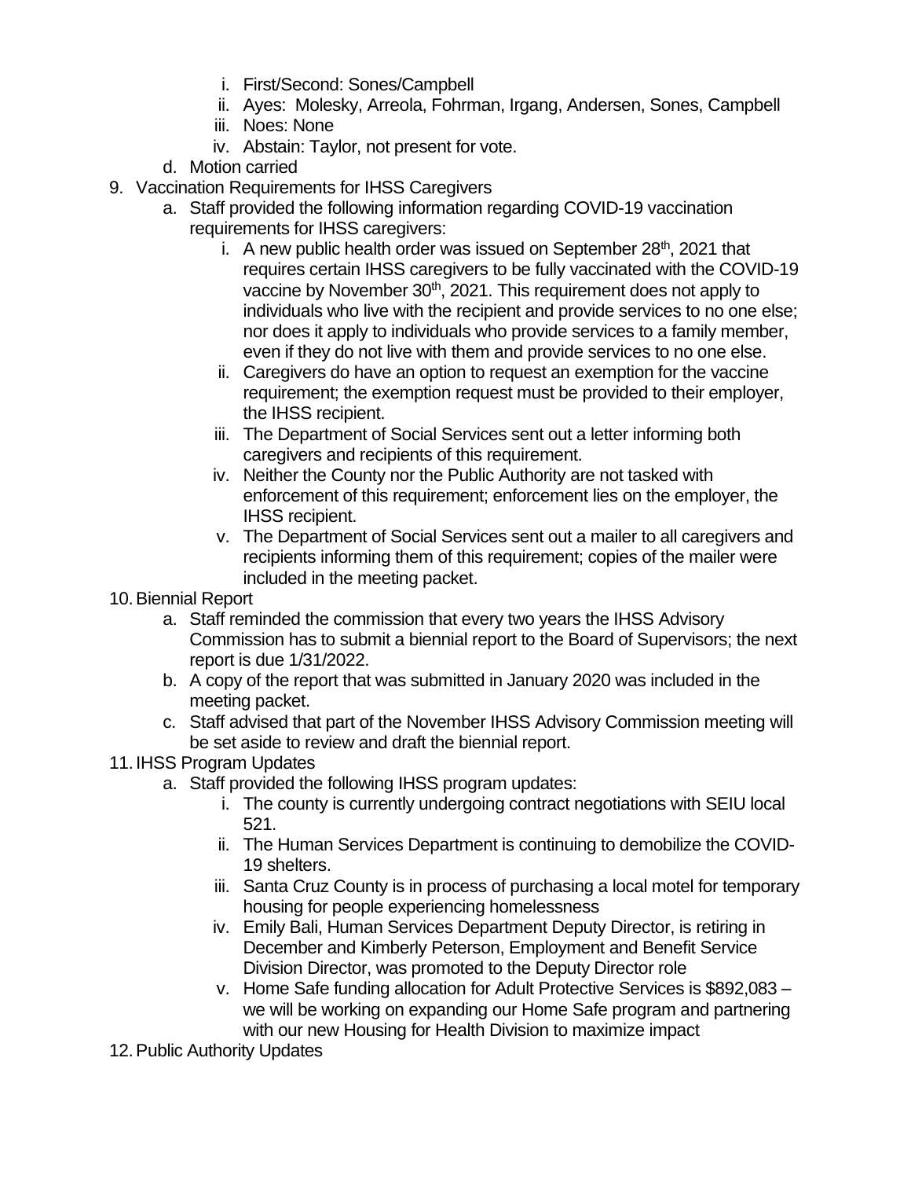i. First/Second: Sones/Campbell
      ii. Ayes: Molesky, Arreola, Fohrman, Irgang, Andersen, Sones, Campbell
      iii. Noes: None
      iv. Abstain: Taylor, not present for vote.
   d. Motion carried

9. Vaccination Requirements for IHSS Caregivers
   a. Staff provided the following information regarding COVID-19 vaccination requirements for IHSS caregivers:
      i. A new public health order was issued on September 28th, 2021 that requires certain IHSS caregivers to be fully vaccinated with the COVID-19 vaccine by November 30th, 2021. This requirement does not apply to individuals who live with the recipient and provide services to no one else; nor does it apply to individuals who provide services to a family member, even if they do not live with them and provide services to no one else.
      ii. Caregivers do have an option to request an exemption for the vaccine requirement; the exemption request must be provided to their employer, the IHSS recipient.
      iii. The Department of Social Services sent out a letter informing both caregivers and recipients of this requirement.
      iv. Neither the County nor the Public Authority are not tasked with enforcement of this requirement; enforcement lies on the employer, the IHSS recipient.
      v. The Department of Social Services sent out a mailer to all caregivers and recipients informing them of this requirement; copies of the mailer were included in the meeting packet.

10. Biennial Report
    a. Staff reminded the commission that every two years the IHSS Advisory Commission has to submit a biennial report to the Board of Supervisors; the next report is due 1/31/2022.
    b. A copy of the report that was submitted in January 2020 was included in the meeting packet.
    c. Staff advised that part of the November IHSS Advisory Commission meeting will be set aside to review and draft the biennial report.

11. IHSS Program Updates
    a. Staff provided the following IHSS program updates:
       i. The county is currently undergoing contract negotiations with SEIU local 521.
       ii. The Human Services Department is continuing to demobilize the COVID-19 shelters.
       iii. Santa Cruz County is in process of purchasing a local motel for temporary housing for people experiencing homelessness
       iv. Emily Bali, Human Services Department Deputy Director, is retiring in December and Kimberly Peterson, Employment and Benefit Service Division Director, was promoted to the Deputy Director role
       v. Home Safe funding allocation for Adult Protective Services is $892,083 – we will be working on expanding our Home Safe program and partnering with our new Housing for Health Division to maximize impact

12. Public Authority Updates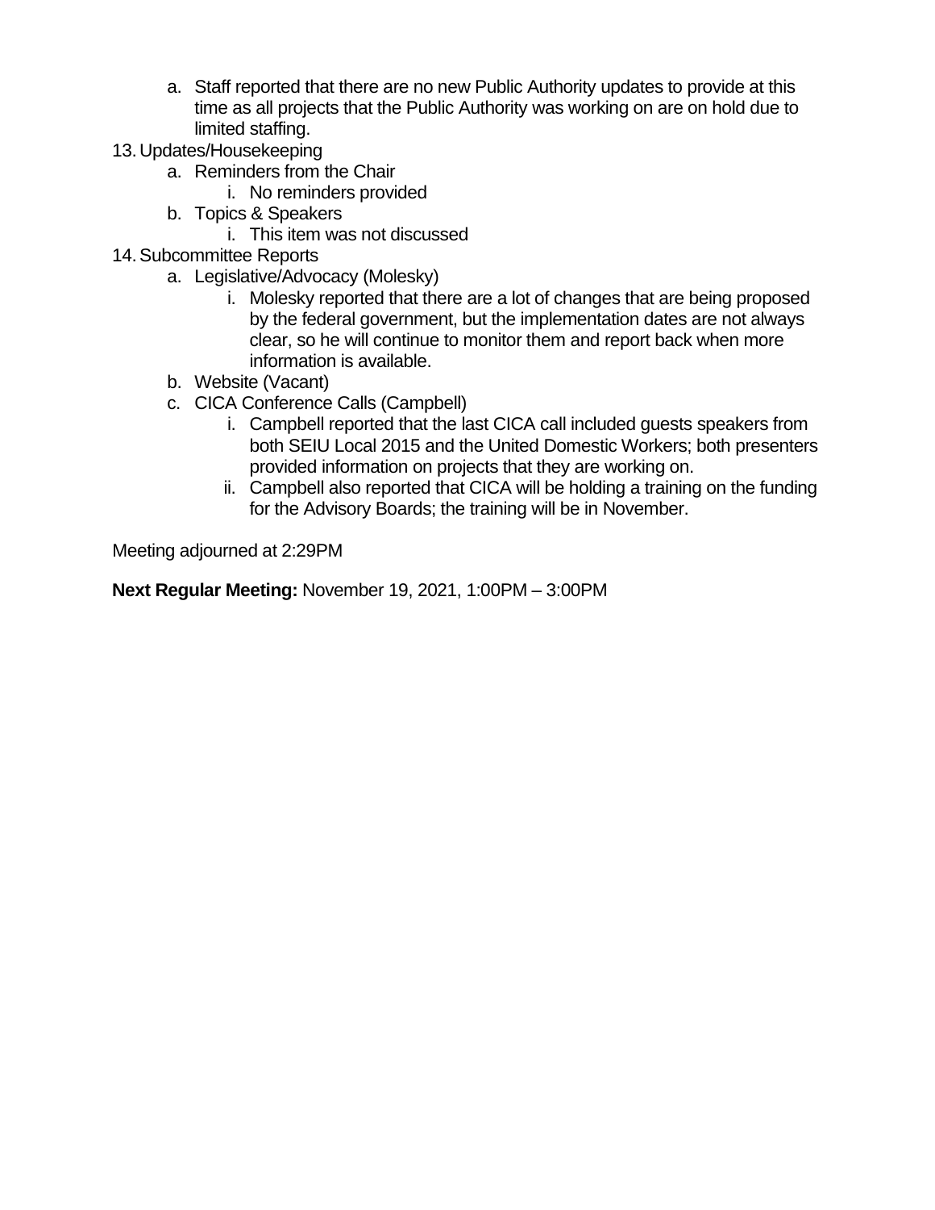a. Staff reported that there are no new Public Authority updates to provide at this time as all projects that the Public Authority was working on are on hold due to limited staffing.

13. Updates/Housekeeping
    a. Reminders from the Chair
       i. No reminders provided
    b. Topics & Speakers
       i. This item was not discussed
14. Subcommittee Reports
    a. Legislative/Advocacy (Molesky)
       i. Molesky reported that there are a lot of changes that are being proposed by the federal government, but the implementation dates are not always clear, so he will continue to monitor them and report back when more information is available.
    b. Website (Vacant)
    c. CICA Conference Calls (Campbell)
       i. Campbell reported that the last CICA call included guests speakers from both SEIU Local 2015 and the United Domestic Workers; both presenters provided information on projects that they are working on.
       ii. Campbell also reported that CICA will be holding a training on the funding for the Advisory Boards; the training will be in November.

Meeting adjourned at 2:29PM

**Next Regular Meeting:** November 19, 2021, 1:00PM – 3:00PM